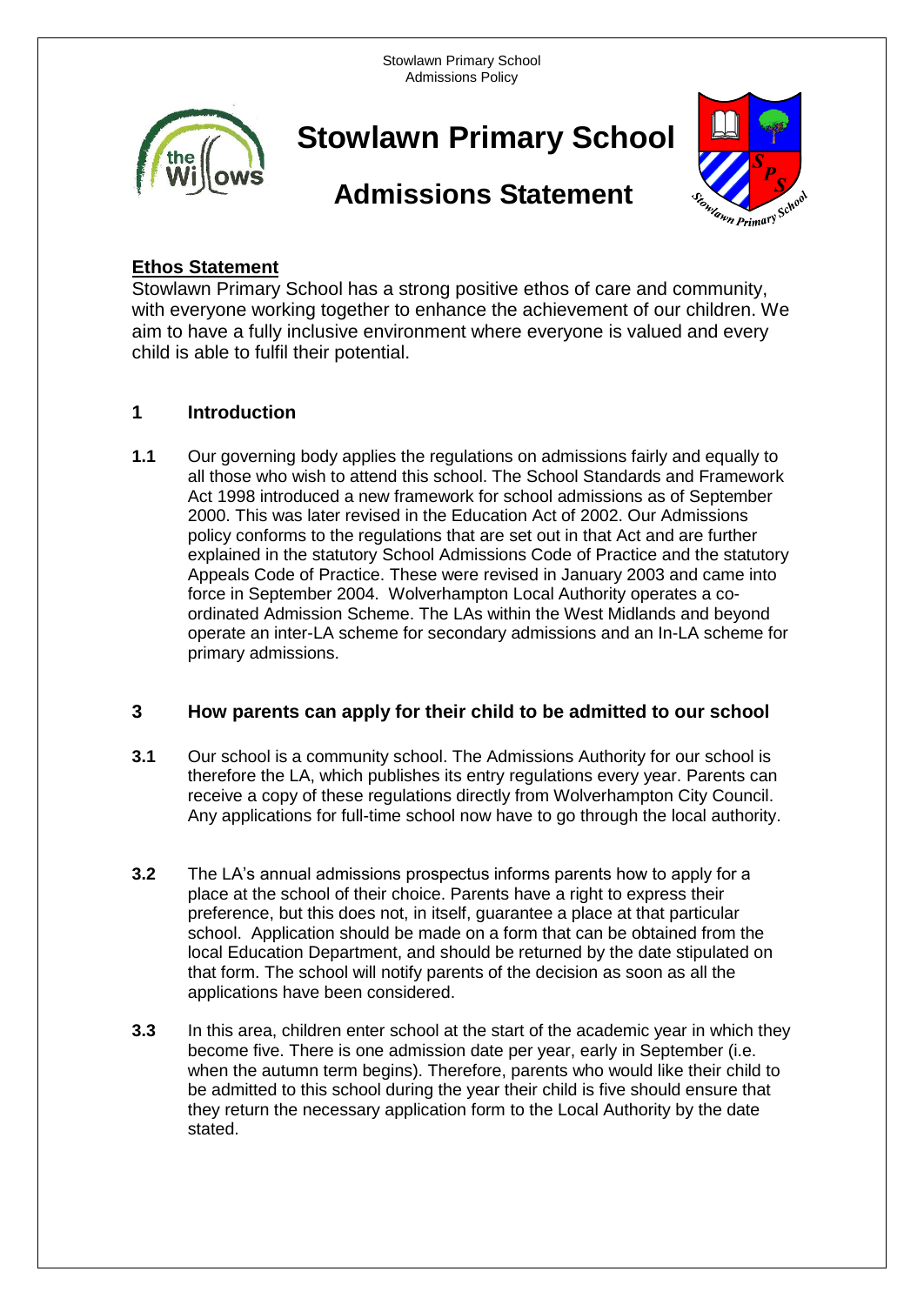# Stowlawn Primary School

## Admissions Statement

**Ethos Statement**

Stowlawn Primary School has a strong positive ethos of care and community, with everyone working together to enhance the achievement of our children. We aim to have a fully inclusive environment where everyone is valued and every child is able to fulfil their potential.

### 1 Introduction

**1.1** Our governing body applies the regulations on admissions fairly and equally to all those who wish to attend this school. The School Standards and Framework Act 1998 introduced a new framework for school admissions as of September 2000. This was later revised in the Education Act of 2002. Our Admissions policy conforms to the regulations that are set out in that Act and are further explained in the statutory School Admissions Code of Practice and the statutory Appeals Code of Practice. These were revised in January 2003 and came into force in September 2004. Wolverhampton Local Authority operates a co-ordinated Admission Scheme. The LAs within the West Midlands and beyond operate an inter-LA scheme for secondary admissions and an In-LA scheme for primary admissions.

### 3 How parents can apply for their child to be admitted to our school

**3.1** Our school is a community school. The Admissions Authority for our school is therefore the LA, which publishes its entry regulations every year. Parents can receive a copy of these regulations directly from Wolverhampton City Council. Any applications for full-time school now have to go through the local authority.

**3.2** The LA's annual admissions prospectus informs parents how to apply for a place at the school of their choice. Parents have a right to express their preference, but this does not, in itself, guarantee a place at that particular school. Application should be made on a form that can be obtained from the local Education Department, and should be returned by the date stipulated on that form. The school will notify parents of the decision as soon as all the applications have been considered.

**3.3** In this area, children enter school at the start of the academic year in which they become five. There is one admission date per year, early in September (i.e. when the autumn term begins). Therefore, parents who would like their child to be admitted to this school during the year their child is five should ensure that they return the necessary application form to the Local Authority by the date stated.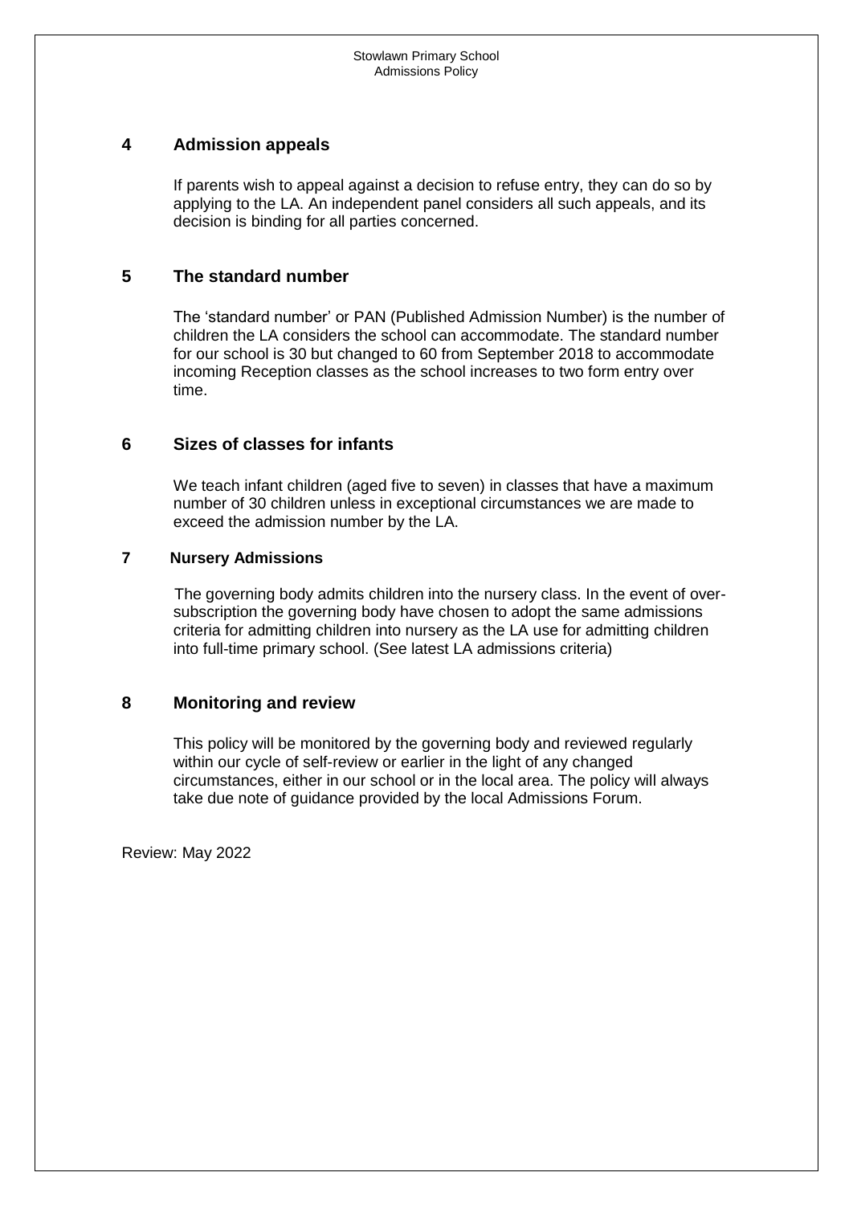## 4 Admission appeals

If parents wish to appeal against a decision to refuse entry, they can do so by applying to the LA. An independent panel considers all such appeals, and its decision is binding for all parties concerned.

## 5 The standard number

The 'standard number' or PAN (Published Admission Number) is the number of children the LA considers the school can accommodate. The standard number for our school is 30 but changed to 60 from September 2018 to accommodate incoming Reception classes as the school increases to two form entry over time.

## 6 Sizes of classes for infants

We teach infant children (aged five to seven) in classes that have a maximum number of 30 children unless in exceptional circumstances we are made to exceed the admission number by the LA.

### 7 Nursery Admissions

The governing body admits children into the nursery class. In the event of over-subscription the governing body have chosen to adopt the same admissions criteria for admitting children into nursery as the LA use for admitting children into full-time primary school. (See latest LA admissions criteria)

## 8 Monitoring and review

This policy will be monitored by the governing body and reviewed regularly within our cycle of self-review or earlier in the light of any changed circumstances, either in our school or in the local area. The policy will always take due note of guidance provided by the local Admissions Forum.

Review: May 2022